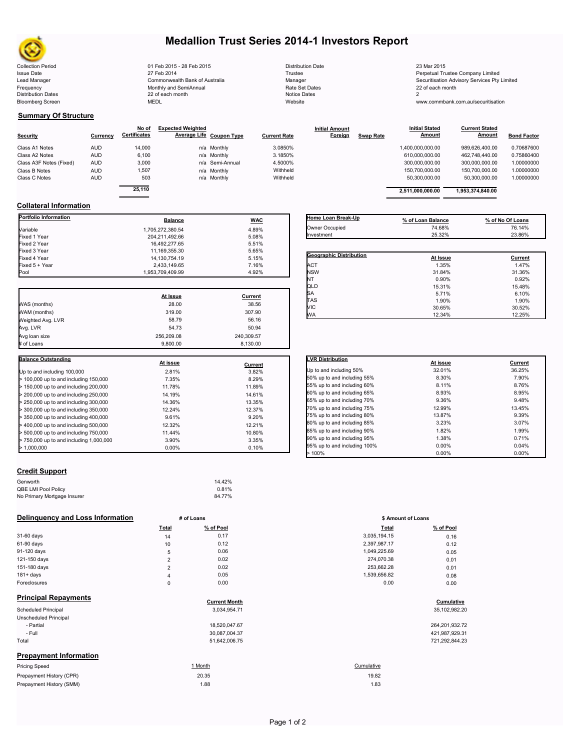# Medallion Trust Series 2014-1 Investors Report

| | | | |
|---|---|---|---|
| Collection Period | 01 Feb 2015 - 28 Feb 2015 | Distribution Date | 23 Mar 2015 |
| Issue Date | 27 Feb 2014 | Trustee | Perpetual Trustee Company Limited |
| Lead Manager | Commonwealth Bank of Australia | Manager | Securitisation Advisory Services Pty Limited |
| Frequency | Monthly and SemiAnnual | Rate Set Dates | 22 of each month |
| Distribution Dates | 22 of each month | Notice Dates | 2 |
| Bloomberg Screen | MEDL | Website | www.commbank.com.au/securitisation |

## Summary Of Structure

| Security | Currency | No of Certificates | Expected Weighted Average Life | Coupon Type | Current Rate | Initial Amount Foreign | Swap Rate | Initial Stated Amount | Current Stated Amount | Bond Factor |
|---|---|---|---|---|---|---|---|---|---|---|
| Class A1 Notes | AUD | 14,000 | n/a | Monthly | 3.0850% | | | 1,400,000,000.00 | 989,626,400.00 | 0.70687600 |
| Class A2 Notes | AUD | 6,100 | n/a | Monthly | 3.1850% | | | 610,000,000.00 | 462,748,440.00 | 0.75860400 |
| Class A3F Notes (Fixed) | AUD | 3,000 | n/a | Semi-Annual | 4.5000% | | | 300,000,000.00 | 300,000,000.00 | 1.00000000 |
| Class B Notes | AUD | 1,507 | n/a | Monthly | Withheld | | | 150,700,000.00 | 150,700,000.00 | 1.00000000 |
| Class C Notes | AUD | 503 | n/a | Monthly | Withheld | | | 50,300,000.00 | 50,300,000.00 | 1.00000000 |
| | | 25,110 | | | | | | 2,511,000,000.00 | 1,953,374,840.00 | |

## Collateral Information

| Portfolio Information | Balance | WAC |
|---|---|---|
| Variable | 1,705,272,380.54 | 4.89% |
| Fixed 1 Year | 204,211,492.66 | 5.08% |
| Fixed 2 Year | 16,492,277.65 | 5.51% |
| Fixed 3 Year | 11,169,355.30 | 5.65% |
| Fixed 4 Year | 14,130,754.19 | 5.15% |
| Fixed 5 + Year | 2,433,149.65 | 7.16% |
| Pool | 1,953,709,409.99 | 4.92% |

| | At Issue | Current |
|---|---|---|
| WAS (months) | 28.00 | 38.56 |
| WAM (months) | 319.00 | 307.90 |
| Weighted Avg. LVR | 58.79 | 56.16 |
| Avg. LVR | 54.73 | 50.94 |
| Avg loan size | 256,209.08 | 240,309.57 |
| # of Loans | 9,800.00 | 8,130.00 |

| Balance Outstanding | At issue | Current |
|---|---|---|
| Up to and including 100,000 | 2.81% | 3.82% |
| > 100,000 up to and including 150,000 | 7.35% | 8.29% |
| > 150,000 up to and including 200,000 | 11.78% | 11.89% |
| > 200,000 up to and including 250,000 | 14.19% | 14.61% |
| > 250,000 up to and including 300,000 | 14.36% | 13.35% |
| > 300,000 up to and including 350,000 | 12.24% | 12.37% |
| > 350,000 up to and including 400,000 | 9.61% | 9.20% |
| > 400,000 up to and including 500,000 | 12.32% | 12.21% |
| > 500,000 up to and including 750,000 | 11.44% | 10.80% |
| > 750,000 up to and including 1,000,000 | 3.90% | 3.35% |
| > 1,000,000 | 0.00% | 0.10% |

| Home Loan Break-Up | % of Loan Balance | % of No Of Loans |
|---|---|---|
| Owner Occupied | 74.68% | 76.14% |
| Investment | 25.32% | 23.86% |

| Geographic Distribution | At Issue | Current |
|---|---|---|
| ACT | 1.35% | 1.47% |
| NSW | 31.84% | 31.36% |
| NT | 0.90% | 0.92% |
| QLD | 15.31% | 15.48% |
| SA | 5.71% | 6.10% |
| TAS | 1.90% | 1.90% |
| VIC | 30.65% | 30.52% |
| WA | 12.34% | 12.25% |

| LVR Distribution | At issue | Current |
|---|---|---|
| Up to and including 50% | 32.01% | 36.25% |
| 50% up to and including 55% | 8.30% | 7.90% |
| 55% up to and including 60% | 8.11% | 8.76% |
| 60% up to and including 65% | 8.93% | 8.95% |
| 65% up to and including 70% | 9.36% | 9.48% |
| 70% up to and including 75% | 12.99% | 13.45% |
| 75% up to and including 80% | 13.87% | 9.39% |
| 80% up to and including 85% | 3.23% | 3.07% |
| 85% up to and including 90% | 1.82% | 1.99% |
| 90% up to and including 95% | 1.38% | 0.71% |
| 95% up to and including 100% | 0.00% | 0.04% |
| > 100% | 0.00% | 0.00% |

## Credit Support

| | |
|---|---|
| Genworth | 14.42% |
| QBE LMI Pool Policy | 0.81% |
| No Primary Mortgage Insurer | 84.77% |

## Delinquency and Loss Information

| | # of Loans Total | # of Loans % of Pool | $ Amount of Loans Total | $ Amount of Loans % of Pool |
|---|---|---|---|---|
| 31-60 days | 14 | 0.17 | 3,035,194.15 | 0.16 |
| 61-90 days | 10 | 0.12 | 2,397,987.17 | 0.12 |
| 91-120 days | 5 | 0.06 | 1,049,225.69 | 0.05 |
| 121-150 days | 2 | 0.02 | 274,070.38 | 0.01 |
| 151-180 days | 2 | 0.02 | 253,662.28 | 0.01 |
| 181+ days | 4 | 0.05 | 1,539,656.82 | 0.08 |
| Foreclosures | 0 | 0.00 | 0.00 | 0.00 |

## Principal Repayments

| | Current Month | Cumulative |
|---|---|---|
| Scheduled Principal | 3,034,954.71 | 35,102,982.20 |
| Unscheduled Principal | | |
| - Partial | 18,520,047.67 | 264,201,932.72 |
| - Full | 30,087,004.37 | 421,987,929.31 |
| Total | 51,642,006.75 | 721,292,844.23 |

## Prepayment Information

| Pricing Speed | 1 Month | Cumulative |
|---|---|---|
| Prepayment History (CPR) | 20.35 | 19.82 |
| Prepayment History (SMM) | 1.88 | 1.83 |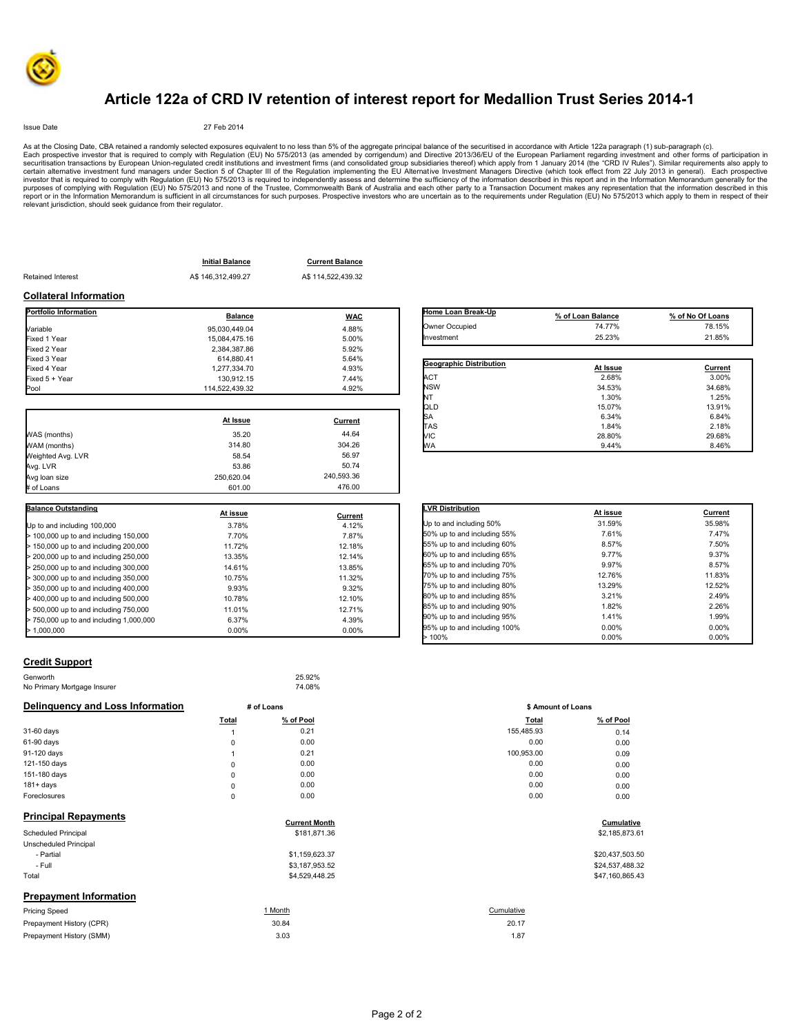# Article 122a of CRD IV retention of interest report for Medallion Trust Series 2014-1

Issue Date 27 Feb 2014

As at the Closing Date, CBA retained a randomly selected exposures equivalent to no less than 5% of the aggregate principal balance of the securitised in accordance with Article 122a paragraph (1) sub-paragraph (c). Each prospective investor that is required to comply with Regulation (EU) No 575/2013 (as amended by corrigendum) and Directive 2013/36/EU of the European Parliament regarding investment and other forms of participation in securitisation transactions by European Union-regulated credit institutions and investment firms (and consolidated group subsidiaries thereof) which apply from 1 January 2014 (the "CRD IV Rules"). Similar requirements also apply to certain alternative investment fund managers under Section 5 of Chapter III of the Regulation implementing the EU Alternative Investment Managers Directive (which took effect from 22 July 2013 in general). Each prospective investor that is required to comply with Regulation (EU) No 575/2013 is required to independently assess and determine the sufficiency of the information described in this report and in the Information Memorandum generally for the purposes of complying with Regulation (EU) No 575/2013 and none of the Trustee, Commonwealth Bank of Australia and each other party to a Transaction Document makes any representation that the information described in this report or in the Information Memorandum is sufficient in all circumstances for such purposes. Prospective investors who are uncertain as to the requirements under Regulation (EU) No 575/2013 which apply to them in respect of their relevant jurisdiction, should seek guidance from their regulator.

| | Initial Balance | Current Balance |
|---|---|---|
| Retained Interest | A$ 146,312,499.27 | A$ 114,522,439.32 |

## Collateral Information

| Portfolio Information | Balance | WAC |
|---|---|---|
| Variable | 95,030,449.04 | 4.88% |
| Fixed 1 Year | 15,084,475.16 | 5.00% |
| Fixed 2 Year | 2,384,387.86 | 5.92% |
| Fixed 3 Year | 614,880.41 | 5.64% |
| Fixed 4 Year | 1,277,334.70 | 4.93% |
| Fixed 5 + Year | 130,912.15 | 7.44% |
| Pool | 114,522,439.32 | 4.92% |

| Home Loan Break-Up | % of Loan Balance | % of No Of Loans |
|---|---|---|
| Owner Occupied | 74.77% | 78.15% |
| Investment | 25.23% | 21.85% |

| Geographic Distribution | At Issue | Current |
|---|---|---|
| ACT | 2.68% | 3.00% |
| NSW | 34.53% | 34.68% |
| NT | 1.30% | 1.25% |
| QLD | 15.07% | 13.91% |
| SA | 6.34% | 6.84% |
| TAS | 1.84% | 2.18% |
| VIC | 28.80% | 29.68% |
| WA | 9.44% | 8.46% |

| | At Issue | Current |
|---|---|---|
| WAS (months) | 35.20 | 44.64 |
| WAM (months) | 314.80 | 304.26 |
| Weighted Avg. LVR | 58.54 | 56.97 |
| Avg. LVR | 53.86 | 50.74 |
| Avg loan size | 250,620.04 | 240,593.36 |
| # of Loans | 601.00 | 476.00 |

| Balance Outstanding | At issue | Current |
|---|---|---|
| Up to and including 100,000 | 3.78% | 4.12% |
| > 100,000 up to and including 150,000 | 7.70% | 7.87% |
| > 150,000 up to and including 200,000 | 11.72% | 12.18% |
| > 200,000 up to and including 250,000 | 13.35% | 12.14% |
| > 250,000 up to and including 300,000 | 14.61% | 13.85% |
| > 300,000 up to and including 350,000 | 10.75% | 11.32% |
| > 350,000 up to and including 400,000 | 9.93% | 9.32% |
| > 400,000 up to and including 500,000 | 10.78% | 12.10% |
| > 500,000 up to and including 750,000 | 11.01% | 12.71% |
| > 750,000 up to and including 1,000,000 | 6.37% | 4.39% |
| > 1,000,000 | 0.00% | 0.00% |

| LVR Distribution | At issue | Current |
|---|---|---|
| Up to and including 50% | 31.59% | 35.98% |
| 50% up to and including 55% | 7.61% | 7.47% |
| 55% up to and including 60% | 8.57% | 7.50% |
| 60% up to and including 65% | 9.77% | 9.37% |
| 65% up to and including 70% | 9.97% | 8.57% |
| 70% up to and including 75% | 12.76% | 11.83% |
| 75% up to and including 80% | 13.29% | 12.52% |
| 80% up to and including 85% | 3.21% | 2.49% |
| 85% up to and including 90% | 1.82% | 2.26% |
| 90% up to and including 95% | 1.41% | 1.99% |
| 95% up to and including 100% | 0.00% | 0.00% |
| > 100% | 0.00% | 0.00% |

## Credit Support

| | |
|---|---|
| Genworth | 25.92% |
| No Primary Mortgage Insurer | 74.08% |

## Delinquency and Loss Information

| | # of Loans | | $ Amount of Loans | |
|---|---|---|---|---|
| | Total | % of Pool | Total | % of Pool |
| 31-60 days | 1 | 0.21 | 155,485.93 | 0.14 |
| 61-90 days | 0 | 0.00 | 0.00 | 0.00 |
| 91-120 days | 1 | 0.21 | 100,953.00 | 0.09 |
| 121-150 days | 0 | 0.00 | 0.00 | 0.00 |
| 151-180 days | 0 | 0.00 | 0.00 | 0.00 |
| 181+ days | 0 | 0.00 | 0.00 | 0.00 |
| Foreclosures | 0 | 0.00 | 0.00 | 0.00 |

## Principal Repayments

| | Current Month | Cumulative |
|---|---|---|
| Scheduled Principal | $181,871.36 | $2,185,873.61 |
| Unscheduled Principal | | |
| - Partial | $1,159,623.37 | $20,437,503.50 |
| - Full | $3,187,953.52 | $24,537,488.32 |
| Total | $4,529,448.25 | $47,160,865.43 |

## Prepayment Information

| Pricing Speed | 1 Month | Cumulative |
|---|---|---|
| Prepayment History (CPR) | 30.84 | 20.17 |
| Prepayment History (SMM) | 3.03 | 1.87 |